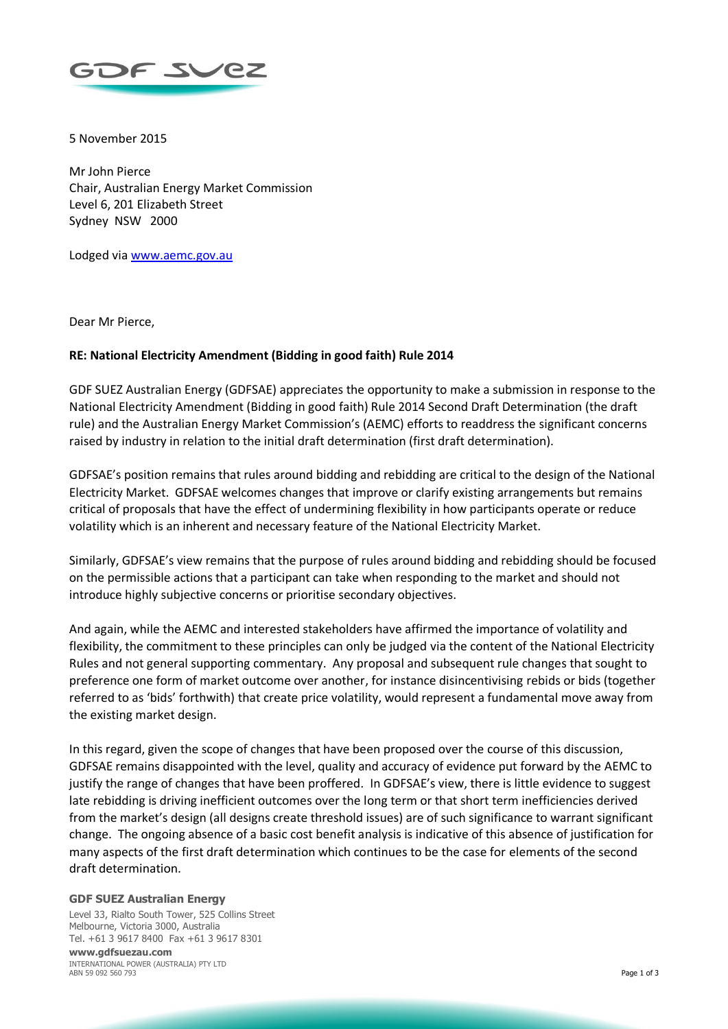5 November 2015

Mr John Pierce
Chair, Australian Energy Market Commission
Level 6, 201 Elizabeth Street
Sydney NSW 2000

Lodged via [www.aemc.gov.au](www.aemc.gov.au)

Dear Mr Pierce,

**RE: National Electricity Amendment (Bidding in good faith) Rule 2014**

GDF SUEZ Australian Energy (GDFSAE) appreciates the opportunity to make a submission in response to the National Electricity Amendment (Bidding in good faith) Rule 2014 Second Draft Determination (the draft rule) and the Australian Energy Market Commission's (AEMC) efforts to readdress the significant concerns raised by industry in relation to the initial draft determination (first draft determination).

GDFSAE's position remains that rules around bidding and rebidding are critical to the design of the National Electricity Market. GDFSAE welcomes changes that improve or clarify existing arrangements but remains critical of proposals that have the effect of undermining flexibility in how participants operate or reduce volatility which is an inherent and necessary feature of the National Electricity Market.

Similarly, GDFSAE's view remains that the purpose of rules around bidding and rebidding should be focused on the permissible actions that a participant can take when responding to the market and should not introduce highly subjective concerns or prioritise secondary objectives.

And again, while the AEMC and interested stakeholders have affirmed the importance of volatility and flexibility, the commitment to these principles can only be judged via the content of the National Electricity Rules and not general supporting commentary. Any proposal and subsequent rule changes that sought to preference one form of market outcome over another, for instance disincentivising rebids or bids (together referred to as 'bids' forthwith) that create price volatility, would represent a fundamental move away from the existing market design.

In this regard, given the scope of changes that have been proposed over the course of this discussion, GDFSAE remains disappointed with the level, quality and accuracy of evidence put forward by the AEMC to justify the range of changes that have been proffered. In GDFSAE's view, there is little evidence to suggest late rebidding is driving inefficient outcomes over the long term or that short term inefficiencies derived from the market's design (all designs create threshold issues) are of such significance to warrant significant change. The ongoing absence of a basic cost benefit analysis is indicative of this absence of justification for many aspects of the first draft determination which continues to be the case for elements of the second draft determination.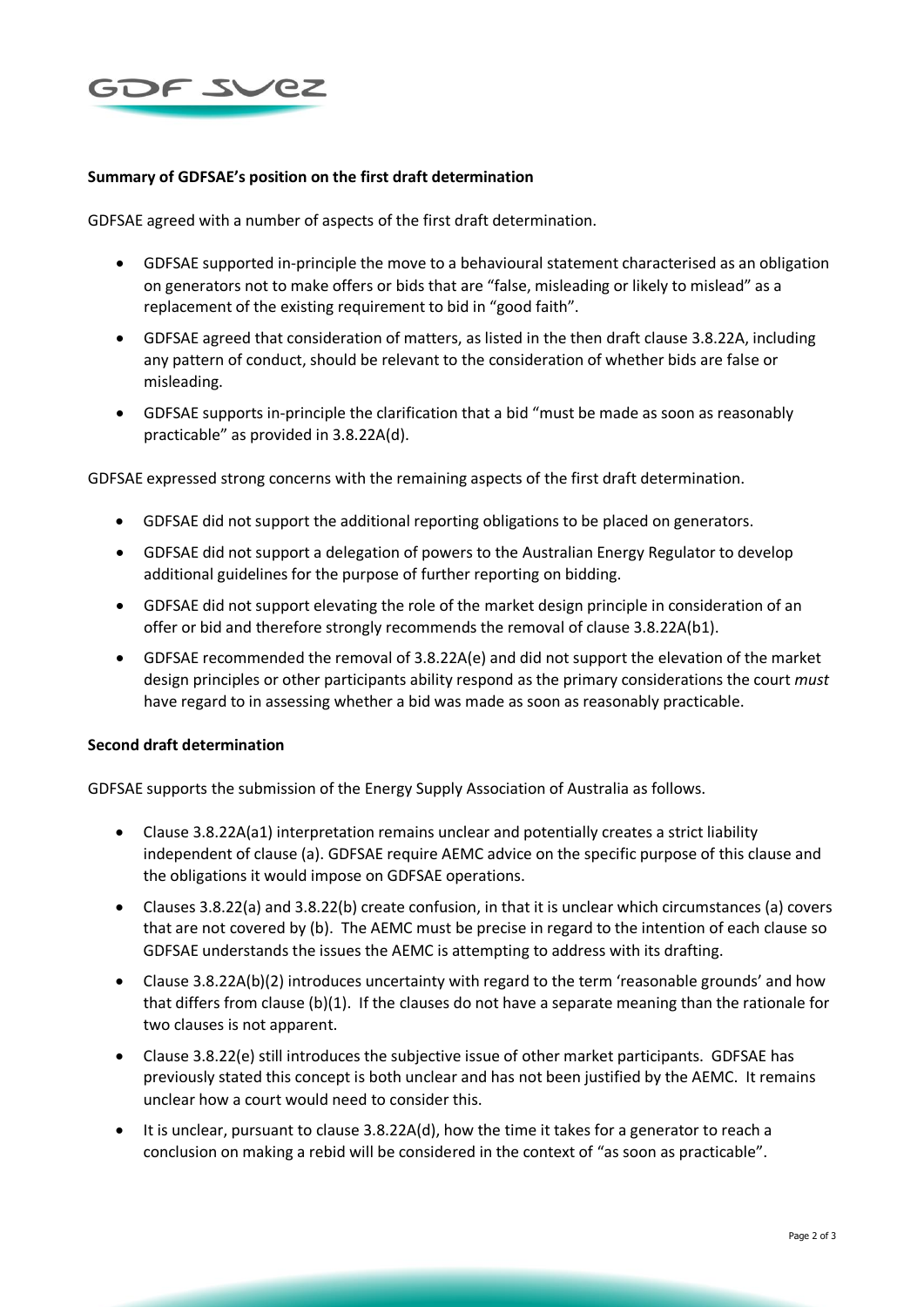**Summary of GDFSAE's position on the first draft determination**

GDFSAE agreed with a number of aspects of the first draft determination.

- GDFSAE supported in-principle the move to a behavioural statement characterised as an obligation on generators not to make offers or bids that are "false, misleading or likely to mislead" as a replacement of the existing requirement to bid in "good faith".
- GDFSAE agreed that consideration of matters, as listed in the then draft clause 3.8.22A, including any pattern of conduct, should be relevant to the consideration of whether bids are false or misleading.
- GDFSAE supports in-principle the clarification that a bid "must be made as soon as reasonably practicable" as provided in 3.8.22A(d).

GDFSAE expressed strong concerns with the remaining aspects of the first draft determination.

- GDFSAE did not support the additional reporting obligations to be placed on generators.
- GDFSAE did not support a delegation of powers to the Australian Energy Regulator to develop additional guidelines for the purpose of further reporting on bidding.
- GDFSAE did not support elevating the role of the market design principle in consideration of an offer or bid and therefore strongly recommends the removal of clause 3.8.22A(b1).
- GDFSAE recommended the removal of 3.8.22A(e) and did not support the elevation of the market design principles or other participants ability respond as the primary considerations the court *must* have regard to in assessing whether a bid was made as soon as reasonably practicable.

**Second draft determination**

GDFSAE supports the submission of the Energy Supply Association of Australia as follows.

- Clause 3.8.22A(a1) interpretation remains unclear and potentially creates a strict liability independent of clause (a). GDFSAE require AEMC advice on the specific purpose of this clause and the obligations it would impose on GDFSAE operations.
- Clauses 3.8.22(a) and 3.8.22(b) create confusion, in that it is unclear which circumstances (a) covers that are not covered by (b). The AEMC must be precise in regard to the intention of each clause so GDFSAE understands the issues the AEMC is attempting to address with its drafting.
- Clause 3.8.22A(b)(2) introduces uncertainty with regard to the term 'reasonable grounds' and how that differs from clause (b)(1). If the clauses do not have a separate meaning than the rationale for two clauses is not apparent.
- Clause 3.8.22(e) still introduces the subjective issue of other market participants. GDFSAE has previously stated this concept is both unclear and has not been justified by the AEMC. It remains unclear how a court would need to consider this.
- It is unclear, pursuant to clause 3.8.22A(d), how the time it takes for a generator to reach a conclusion on making a rebid will be considered in the context of "as soon as practicable".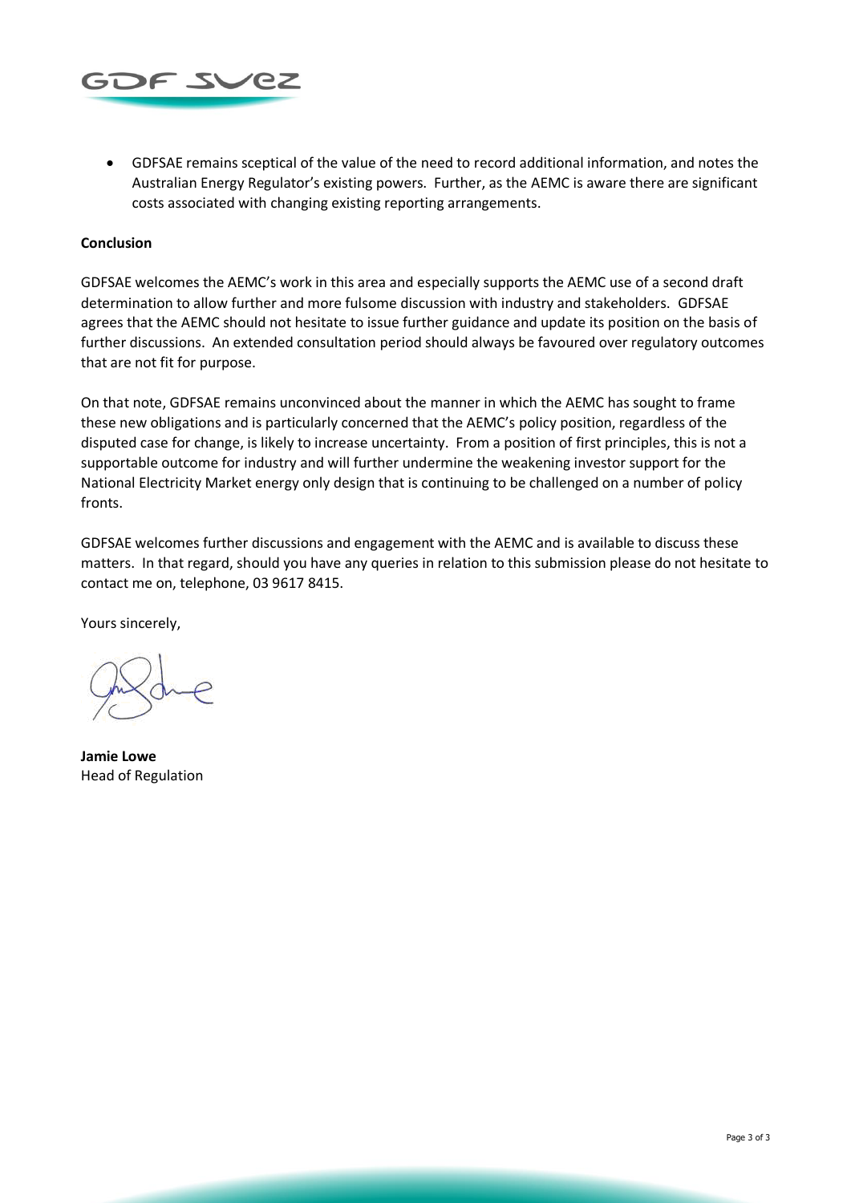- GDFSAE remains sceptical of the value of the need to record additional information, and notes the Australian Energy Regulator's existing powers. Further, as the AEMC is aware there are significant costs associated with changing existing reporting arrangements.

**Conclusion**

GDFSAE welcomes the AEMC's work in this area and especially supports the AEMC use of a second draft determination to allow further and more fulsome discussion with industry and stakeholders. GDFSAE agrees that the AEMC should not hesitate to issue further guidance and update its position on the basis of further discussions. An extended consultation period should always be favoured over regulatory outcomes that are not fit for purpose.

On that note, GDFSAE remains unconvinced about the manner in which the AEMC has sought to frame these new obligations and is particularly concerned that the AEMC's policy position, regardless of the disputed case for change, is likely to increase uncertainty. From a position of first principles, this is not a supportable outcome for industry and will further undermine the weakening investor support for the National Electricity Market energy only design that is continuing to be challenged on a number of policy fronts.

GDFSAE welcomes further discussions and engagement with the AEMC and is available to discuss these matters. In that regard, should you have any queries in relation to this submission please do not hesitate to contact me on, telephone, 03 9617 8415.

Yours sincerely,

**Jamie Lowe**
Head of Regulation